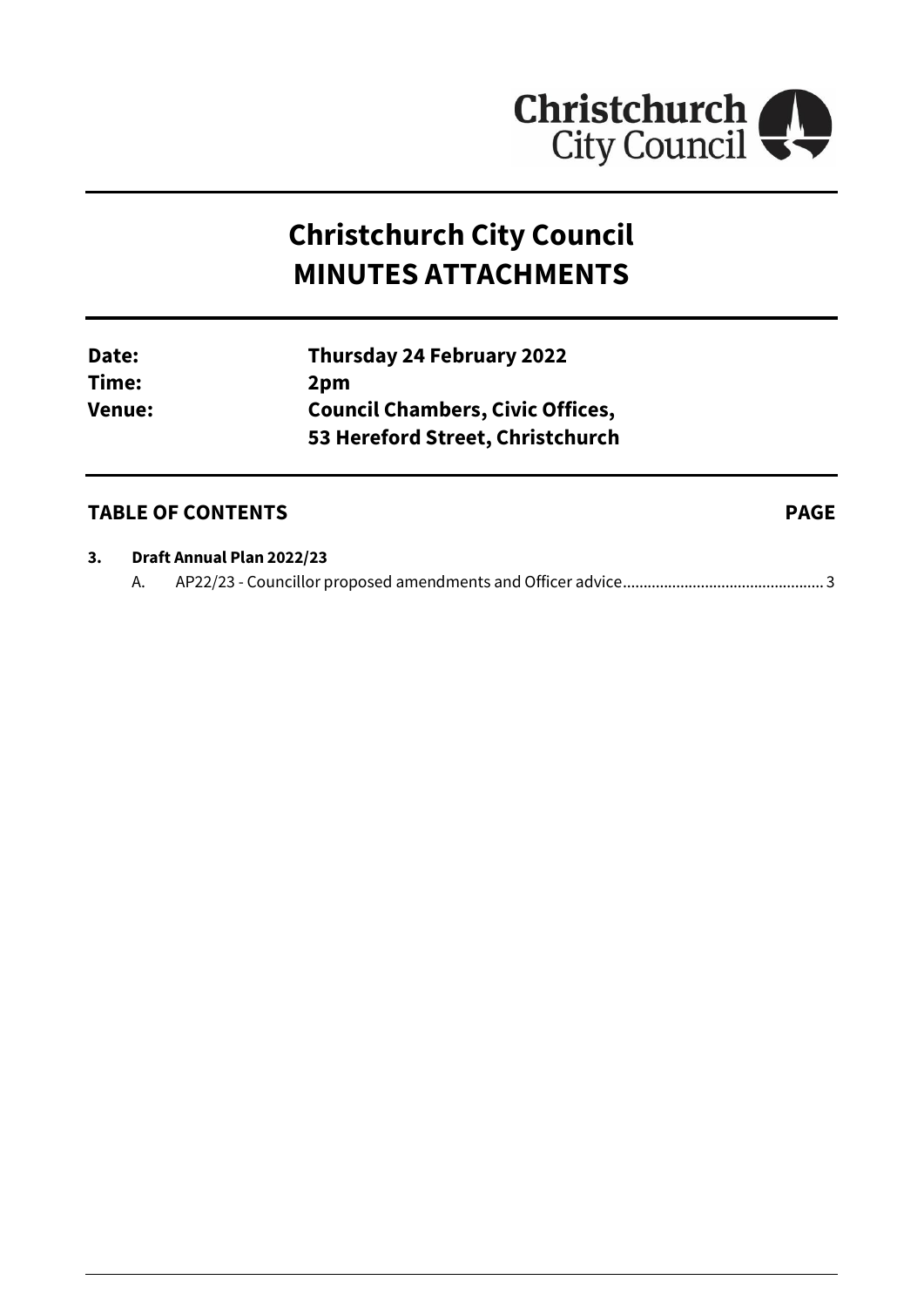Christchurch City Council

# Christchurch City Council
# MINUTES ATTACHMENTS

| | |
|---|---|
| **Date:** | **Thursday 24 February 2022** |
| **Time:** | **2pm** |
| **Venue:** | **Council Chambers, Civic Offices, 53 Hereford Street, Christchurch** |

## TABLE OF CONTENTS — PAGE

**3. Draft Annual Plan 2022/23**

A. AP22/23 - Councillor proposed amendments and Officer advice ........ 3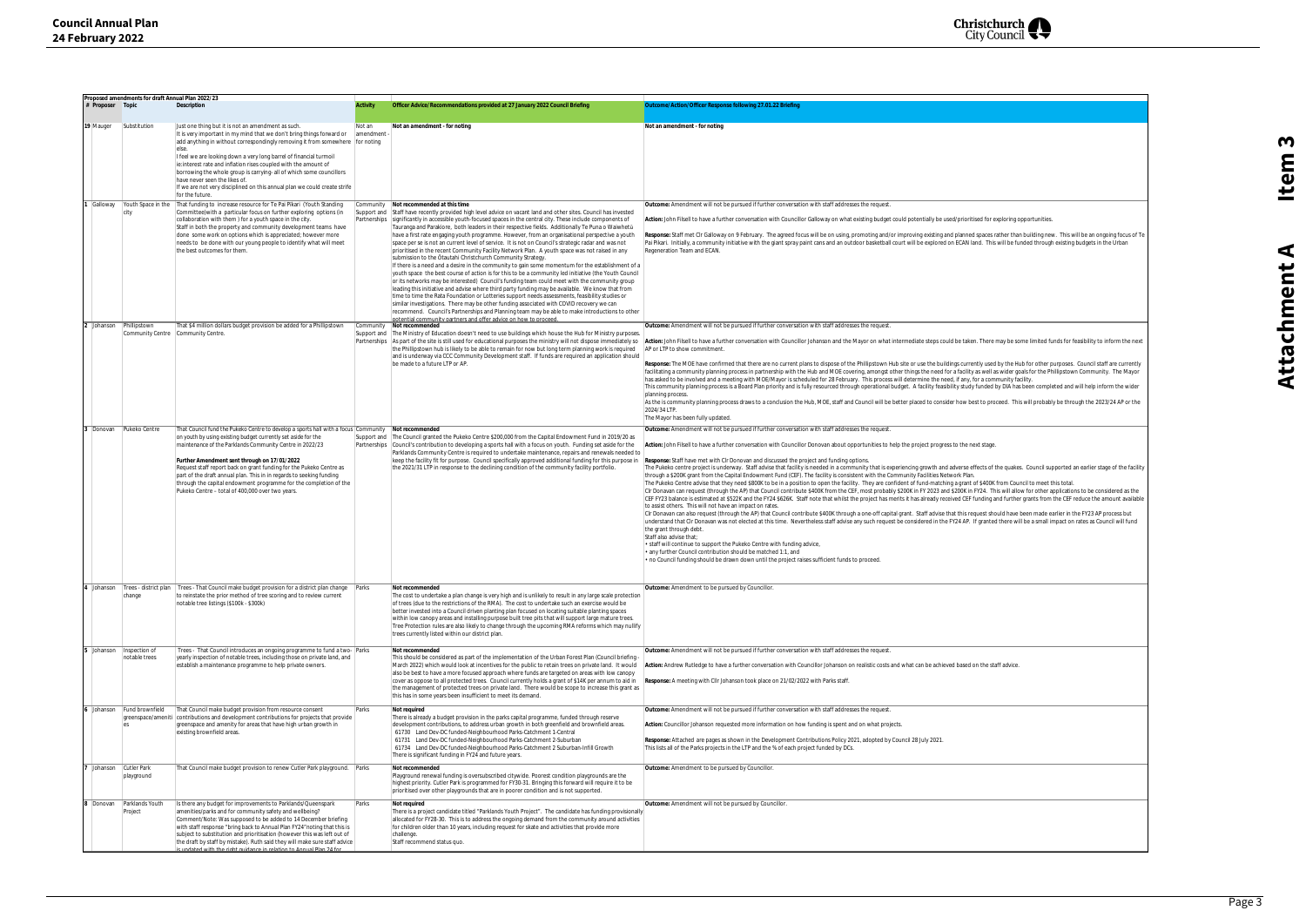**Proposed amendments for draft Annual Plan 2022/23**

| # | Proposer | Topic | Description | Activity | Officer Advice/Recommendations provided at 27 January 2022 Council Briefing | Outcome/Action/Officer Response following 27.01.22 Briefing |
|---|---|---|---|---|---|---|
| 19 | Mauger | Substitution | Just one thing but it is not an amendment as such. It is very important in my mind that we don't bring things forward or add anything in without correspondingly removing it from somewhere else. I feel we are looking down a very long barrel of financial turmoil ie:interest rate and inflation rises coupled with the amount of borrowing the whole group is carrying- all of which some councillors have never seen the likes of. If we are not very disciplined on this annual plan we could create strife for the future. | Not an amendment - for noting | Not an amendment - for noting | Not an amendment - for noting |
| 1 | Galloway | Youth Space in the city | That funding to increase resource for Te Pai Pikari (Youth Standing Committee(with a particular focus on further exploring options (in collaboration with them ) for a youth space in the city. Staff in both the property and community development teams have done some work on options which is appreciated; however more needs to be done with our young people to identify what will meet the best outcomes for them. | Community Support and Partnerships | **Not recommended at this time** Staff have recently provided high level advice on vacant land and other sites. Council has invested significantly in accessible youth-focused spaces in the central city. These include components of Tauranga and Parakiore, both leaders in their respective fields. Additionally Te Puna o Waiwhetū have a first rate engaging youth programme. However, from an organisational perspective a youth space per se is not an current level of service. It is not on Council's strategic radar and was not prioritised in the recent Community Facility Network Plan. A youth space was not raised in any submission to the Ōtautahi Christchurch Community Strategy. If there is a need and a desire in the community to gain some momentum for the establishment of a youth space the best course of action is for this to be a community led initiative (the Youth Council or its networks may be interested) Council's funding team could meet with the community group leading this initiative and advise where third party funding may be available. We know that from time to time the Rata Foundation or Lotteries support needs assessments, feasibility studies or similar investigations. There may be other funding associated with COVID recovery we can recommend. Council's Partnerships and Planning team may be able to make introductions to other potential community partners and offer advice on how to proceed. | **Outcome:** Amendment will not be pursued if further conversation with staff addresses the request. **Action:** John Filsell to have a further conversation with Councillor Galloway on what existing budget could potentially be used/prioritised for exploring opportunities. **Response:** Staff met Clr Galloway on 9 February. The agreed focus will be on using, promoting and/or improving existing and planned spaces rather than building new. This will be an ongoing focus of Te Pai Pikari. Initially, a community initiative with the giant spray paint cans and an outdoor basketball court will be explored on ECAN land. This will be funded through existing budgets in the Urban Regeneration Team and ECAN. |
| 2 | Johanson | Phillipstown Community Centre | That $4 million dollars budget provision be added for a Phillipstown Community Centre. | Community Support and Partnerships | **Not recommended** The Ministry of Education doesn't need to use buildings which house the Hub for Ministry purposes. As part of the site is still used for educational purposes the ministry will not dispose immediately so the Phillipstown hub is likely to be able to remain for now but long term planning work is required and is underway via CCC Community Development staff. If funds are required an application should be made to a future LTP or AP. | **Outcome:** Amendment will not be pursued if further conversation with staff addresses the request. **Action:** John Filsell to have a further conversation with Councillor Johanson and the Mayor on what intermediate steps could be taken. There may be some limited funds for feasibility to inform the next AP or LTP to show commitment. **Response:** The MOE have confirmed that there are no current plans to dispose of the Phillipstown Hub site or use the buildings currently used by the Hub for other purposes. Council staff are currently facilitating a community planning process in partnership with the Hub and MOE covering, amongst other things the need for a facility as well as wider goals for the Phillipstown Community. The Mayor has asked to be involved and a meeting with MOE/Mayor is scheduled for 28 February. This process will determine the need, if any, for a community facility. This community planning process is a Board Plan priority and is fully resourced through operational budget. A facility feasibility study funded by DIA has been completed and will help inform the wider planning process. As the is community planning process draws to a conclusion the Hub, MOE, staff and Council will be better placed to consider how best to proceed. This will probably be through the 2023/24 AP or the 2024/34 LTP. The Mayor has been fully updated. |
| 3 | Donovan | Pukeko Centre | That Council fund the Pukeko Centre to develop a sports hall with a focus on youth by using existing budget currently set aside for the maintenance of the Parklands Community Centre in 2022/23 **Further Amendment sent through on 17/01/2022** Request staff report back on grant funding for the Pukeko Centre as part of the draft annual plan. This in in regards to seeking funding through the capital endowment programme for the completion of the Pukeko Centre – total of 400,000 over two years. | Community Support and Partnerships | **Not recommended** The Council granted the Pukeko Centre $200,000 from the Capital Endowment Fund in 2019/20 as Council's contribution to developing a sports hall with a focus on youth. Funding set aside for the Parklands Community Centre is required to undertake maintenance, repairs and renewals needed to keep the facility fit for purpose. Council specifically approved additional funding for this purpose in the 2021/31 LTP in response to the declining condition of the community facility portfolio. | **Outcome:** Amendment will not be pursued if further conversation with staff addresses the request. **Action:** John Filsell to have a further conversation with Councillor Donovan about opportunities to help the project progress to the next stage. **Response:** Staff have met with Clr Donovan and discussed the project and funding options. The Pukeko centre project is underway. Staff advise that facility is needed in a community that is experiencing growth and adverse effects of the quakes. Council supported an earlier stage of the facility through a $200K grant from the Capital Endowment Fund (CEF). The facility is consistent with the Community Facilities Network Plan. The Pukeko Centre advise that they need $800K to be in a position to open the facility. They are confident of fund-matching a grant of $400K from Council to meet this total. Clr Donovan can request (through the AP) that Council contribute $400K from the CEF, most probably $200K in FY 2023 and $200K in FY24. This will allow for other applications to be considered as the CEF FY23 balance is estimated at $522K and the FY24 $626K. Staff note that whilst the project has merits it has already received CEF funding and further grants from the CEF reduce the amount available to assist others. This will not have an impact on rates. Clr Donovan can also request (through the AP) that Council contribute $400K through a one-off capital grant. Staff advise that this request should have been made earlier in the FY23 AP process but understand that Clr Donavan was not elected at this time. Nevertheless staff advise any such request be considered in the FY24 AP. If granted there will be a small impact on rates as Council will fund the grant through debt. Staff also advise that; • staff will continue to support the Pukeko Centre with funding advice, • any further Council contribution should be matched 1:1, and • no Council funding should be drawn down until the project raises sufficient funds to proceed. |
| 4 | Johanson | Trees - district plan change | Trees - That Council make budget provision for a district plan change to reinstate the prior method of tree scoring and to review current notable tree listings ($100k - $300k) | Parks | **Not recommended** The cost to undertake a plan change is very high and is unlikely to result in any large scale protection of trees (due to the restrictions of the RMA). The cost to undertake such an exercise would be better invested into a Council driven planting plan focused on locating suitable planting spaces within low canopy areas and installing purpose built tree pits that will support large mature trees. Tree Protection rules are also likely to change through the upcoming RMA reforms which may nullify trees currently listed within our district plan. | **Outcome:** Amendment to be pursued by Councillor. |
| 5 | Johanson | Inspection of notable trees | Trees - That Council introduces an ongoing programme to fund a two-yearly inspection of notable trees, including those on private land, and establish a maintenance programme to help private owners. | Parks | **Not recommended** This should be considered as part of the implementation of the Urban Forest Plan (Council briefing - March 2022) which would look at incentives for the public to retain trees on private land. It would also be best to have a more focused approach where funds are targeted on areas with low canopy cover as oppose to all protected trees. Council currently holds a grant of $14K per annum to aid in the management of protected trees on private land. There would be scope to increase this grant as this has in some years been insufficient to meet its demand. | **Outcome:** Amendment will not be pursued if further conversation with staff addresses the request. **Action:** Andrew Rutledge to have a further conversation with Councillor Johanson on realistic costs and what can be achieved based on the staff advice. **Response:** A meeting with Cllr Johanson took place on 21/02/2022 with Parks staff. |
| 6 | Johanson | Fund brownfield greenspace/amenities | That Council make budget provision from resource consent contributions and development contributions for projects that provide greenspace and amenity for areas that have high urban growth in existing brownfield areas. | Parks | **Not required** There is already a budget provision in the parks capital programme, funded through reserve development contributions, to address urban growth in both greenfield and brownfield areas. 61730 Land Dev-DC funded-Neighbourhood Parks-Catchment 1-Central 61731 Land Dev-DC funded-Neighbourhood Parks-Catchment 2-Suburban 61734 Land Dev-DC funded-Neighbourhood Parks-Catchment 2 Suburban-Infill Growth There is significant funding in FY24 and future years. | **Outcome:** Amendment will not be pursued if further conversation with staff addresses the request. **Action:** Councillor Johanson requested more information on how funding is spent and on what projects. **Response:** Attached are pages as shown in the Development Contributions Policy 2021, adopted by Council 28 July 2021. This lists all of the Parks projects in the LTP and the % of each project funded by DCs. |
| 7 | Johanson | Cutler Park playground | That Council make budget provision to renew Cutler Park playground. | Parks | **Not recommended** Playground renewal funding is oversubscribed citywide. Poorest condition playgrounds are the highest priority. Cutler Park is programmed for FY30-31. Bringing this forward will require it to be prioritised over other playgrounds that are in poorer condition and is not supported. | **Outcome:** Amendment to be pursued by Councillor. |
| 8 | Donovan | Parklands Youth Project | Is there any budget for improvements to Parklands/Queenspark amenities/parks and for community safety and wellbeing? Comment/Note: Was supposed to be added to 14 December briefing with staff response "bring back to Annual Plan FY24"noting that this is subject to substitution and prioritisation (however this was left out of the draft by staff by mistake). Ruth said they will make sure staff advice is updated with the right guidance in relation to Annual Plan 24 for | Parks | **Not required** There is a project candidate titled "Parklands Youth Project". The candidate has funding provisionally allocated for FY28-30. This is to address the ongoing demand from the community around activities for children older than 10 years, including request for skate and activities that provide more challenge. Staff recommend status quo. | **Outcome:** Amendment will not be pursued by Councillor. |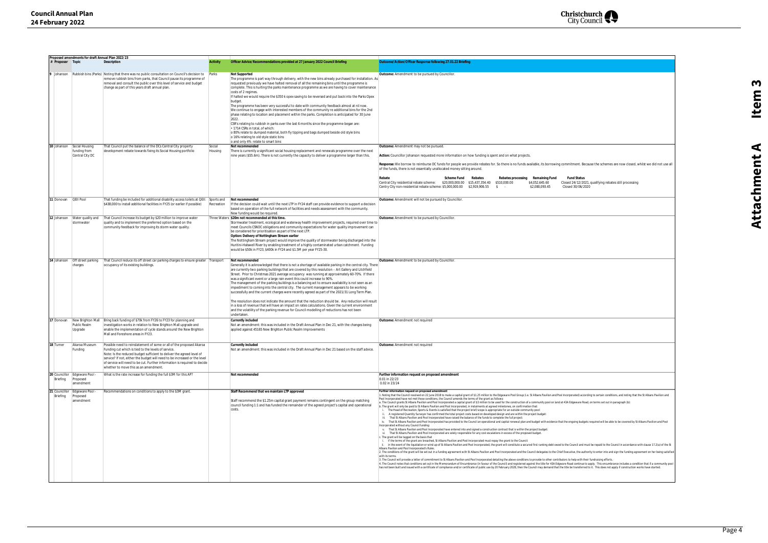# Council Annual Plan
## 24 February 2022

| Proposed amendments for draft Annual Plan 2022/23 | | | | | |
|---|---|---|---|---|---|
| # Proposer | Topic | Description | Activity | Officer Advice/Recommendations provided at 27 January 2022 Council Briefing | Outcome/Action/Officer Response following 27.01.22 Briefing |
| 9 Johanson | Rubbish bins (Parks) | Noting that there was no public consultation on Council's decision to remove rubbish bins from parks, that Council pause its programme of removal and consult the public over this level of service and budget change as part of this years draft annual plan. | Parks | **Not Supported**<br>The programme is part way through delivery, with the new bins already purchased for installation. As requested previously we have halted removal of all the remaining bins until the programme is complete. This is hurting the parks maintenance programme as we are having to cover maintenance costs of 2 regimes.<br>If halted we would require the $350 k opex saving to be reversed and put back into the Parks Opex budget.<br>The programme has been very successful to date with community feedback almost at nil now.<br>We continue to engage with interested members of the community re additional bins for the 2nd phase relating to location and placement within the parks. Completion is anticipated for 30 June 2022.<br>CSR's relating to rubbish in parks over the last 6 months since the programme began are:<br>• 1714 CSRs in total, of which:<br>o 80% relate to dumped material, both fly tipping and bags dumped beside old style bins<br>o 16% relating to old style static bins<br>o and only 4% relate to smart bins | **Outcome:** Amendment to be pursued by Councillor. |
| 10 Johanson | Social Housing funding from Central City DC | That Council put the balance of the DCs Central City property development rebate towards fixing its Social Housing portfolio | Social Housing | **Not recommended**<br>There is currently a significant social housing replacement and renewals programme over the next nine years ($55.6m). There is not currently the capacity to deliver a programme larger than this. | **Outcome:** Amendment may not be pursued.<br>**Action:** Councillor Johanson requested more information on how funding is spent and on what projects.<br>**Response:** We borrow to reimburse DC funds for people we provide rebates for. So there is no funds available, its borrowing commitment. Because the schemes are now closed, whilst we did not use all of the funds, there is not essentially unallocated money sitting around.<br>Rebate / Scheme Fund / Rebates / Rebates processing / Remaining Fund / Fund Status<br>Central City residential rebate scheme: $20,000,000.00 / $15,437,354.40 / $510,000.00 / $4,052,645.60 / Closed 24/12/2021, qualifying rebates still processing<br>Centry City non-residential rebate scheme: $5,000,000.00 / $2,919,906.55 / $ - / $2,080,093.45 / Closed 30/06/2020 |
| 11 Donovan | QEII Pool | That funding be included for additional disability access toilets at QEII: $438,000 to install additional facilities in FY25 (or earlier if possible) | Sports and Recreation | **Not recommended**<br>If the decision could wait until the next LTP in FY24 staff can provide evidence to support a decision based on operation of the full network of facilities and needs assessment with the community. New funding would be required. | **Outcome:** Amendment will not be pursued by Councillor. |
| 12 Johanson | Water quality and stormwater | That Council increase its budget by $20 million to improve water quality and to implement the preferred option based on the community feedback for improving its storm water quality. | Three Waters | **$20m not recommended at this time.**<br>Stormwater treatment, ecological and waterway health improvement projects, required over time to meet Councils CSNDC obligations and community expectations for water quality improvement can be considered for prioritisation as part of the next LTP.<br>**Option: Delivery of Nottingham Stream earlier**<br>The Nottingham Stream project would improve the quality of stormwater being discharged into the Huritini-Halswell River by enabling treatment of a highly contaminated urban catchment. Funding would be $50k in FY23, $400k in FY24 and $1.5M per year FY25-30. | **Outcome:** Amendment to be pursued by Councillor. |
| 14 Johanson | Off street parking charges | That Council reduce its off street car parking charges to ensure greater occupancy of its existing buildings. | Transport | **Not recommended**<br>Generally it is acknowledged that there is not a shortage of available parking in the central city. There are currently two parking buildings that are covered by this resolution – Art Gallery and Litchfield Street. Prior to Christmas 2021 average occupancy was running at approximately 60-70%. If there was a significant event or a large rain event this could increase to 90%.<br>The management of the parking buildings is a balancing act to ensure availability is not seen as an impediment to coming into the central city. The current management appears to be working successfully and the current charges were recently agreed as part of the 2021/31 Long Term Plan.<br>The resolution does not indicate the amount that the reduction should be. Any reduction will result in a loss of revenue that will have an impact on rates calculations. Given the current environment and the volatility of the parking revenue for Council modelling of reductions has not been undertaken. | **Outcome:** Amendment to be pursued by Councillor. |
| 17 Donovan | New Brighton Mall Public Realm Upgrade | Bring back funding of $70k from FY26 to FY23 for planning and investigation works in relation to New Brighton Mall upgrade and enable the implementation of cycle stands around the New Brighton Mall and Foreshore areas in FY23. | | **Currently included**<br>Not an amendment: this was included in the Draft Annual Plan in Dec 21, with the changes being applied against 45165 New Brighton Public Realm Improvements | **Outcome:** Amendment not required |
| 18 Turner | Akaroa Museum Funding | Possible need to reinstatement of some or all of the proposed Akaroa Funding cut which is tied to the levels of service.<br>Note: Is the reduced budget sufficient to deliver the agreed level of service? If not, either the budget will need to be increased or the level of service will need to be cut. Further information is required to decide whether to move this as an amendment. | | **Currently included**<br>Not an amendment: this was included in the Draft Annual Plan in Dec 21 based on the staff advice. | **Outcome:** Amendment not required |
| 20 Councillor Briefing | Edgeware Pool - Proposed amendment | What is the rate increase for funding the full $3M for this AP? | | **Not recommended** | **Further information request on proposed amendment**<br>0.01 in 22/23<br>0.02 in 23/24 |
| 21 Councillor Briefing | Edgeware Pool - Proposed amendment | Recommendations on conditions to apply to the $3M grant. | | **Staff Recommend that we maintain LTP approved**<br>Staff recommend the $1.25m capital grant payment remains contingent on the group matching council funding 1:1 and has funded the remainder of the agreed project's capital and operational costs. | **Further information request on proposed amendment**<br>1. Noting that the Council resolved on 22 June 2018 to make a capital grant of $1.25 million to the Edgeware Pool Group (i.e. St Albans Pavilion and Pool Incorporated) according to certain conditions, and noting that the St Albans Pavilion and Pool Incorporated have not met those conditions, the Council amends the terms of the grant as follows:<br>a. The Council grants St Albans Pavilion and Pool Incorporated a capital grant of $3 million to be used for the construction of a community pool on land at 43A Edgeware Road, on terms set out in paragraph (b):<br>b. The grant will only be paid to St Albans Pavilion and Pool Incorporated, in instalments at agreed milestones, on confirmation that:<br>i. The Head of Recreation, Sports & Events is satisfied that the project brief/scope is appropriate for an outside community pool:<br>ii. A registered Quantity Surveyor has confirmed the total project costs based on developed design and are within the project budget:<br>iii. That St Albans Pavilion and Pool Incorporated have raised the balance of the funds to complete the full project:<br>iv. That St Albans Pavilion and Pool Incorporated has provided to the Council an operational and capital renewal plan and budget with evidence that the ongoing budgets required will be able to be covered by St Albans Pavilion and Pool Incorporated without any Council funding:<br>v. That St Albans Pavilion and Pool Incorporated have entered into and signed a construction contract that is within the project budget:<br>vi. That St Albans Pavilion and Pool Incorporated are solely responsible for any cost escalations in excess of the proposed budget.<br>c. The grant will be tagged on the basis that:<br>i. if the terms of the grant are breached, St Albans Pavilion and Pool Incorporated must repay the grant to the Council:<br>ii. in the event of the liquidation or wind up of St Albans Pavilion and Pool Incorporated, the grant will constitute a secured first ranking debt owed to the Council and must be repaid to the Council in accordance with clause 17.2(a) of the St Albans Pavilion and Pool Incorporated's Rules.<br>2. The conditions of the grant will be set out in a funding agreement with St Albans Pavilion and Pool Incorporated and the Council delegates to the Chief Executive, the authority to enter into and sign the funding agreement on her being satisfied with its terms.<br>3. The Council will provide a letter of commitment to St Albans Pavilion and Pool Incorporated detailing the above conditions to provide to other contributors to help with their fundraising efforts.<br>4. The Council notes that conditions set out in the Memorandum of Encumbrance (in favour of the Council) and registered against the title for 43A Edgeware Road continue to apply. This encumbrance includes a condition that if a community pool has not been built and issued with a certificate of compliance and/or certificate of public use by 20 February 2028, then the Council may demand that the title be transferred to it. This does not apply if construction works have started. |